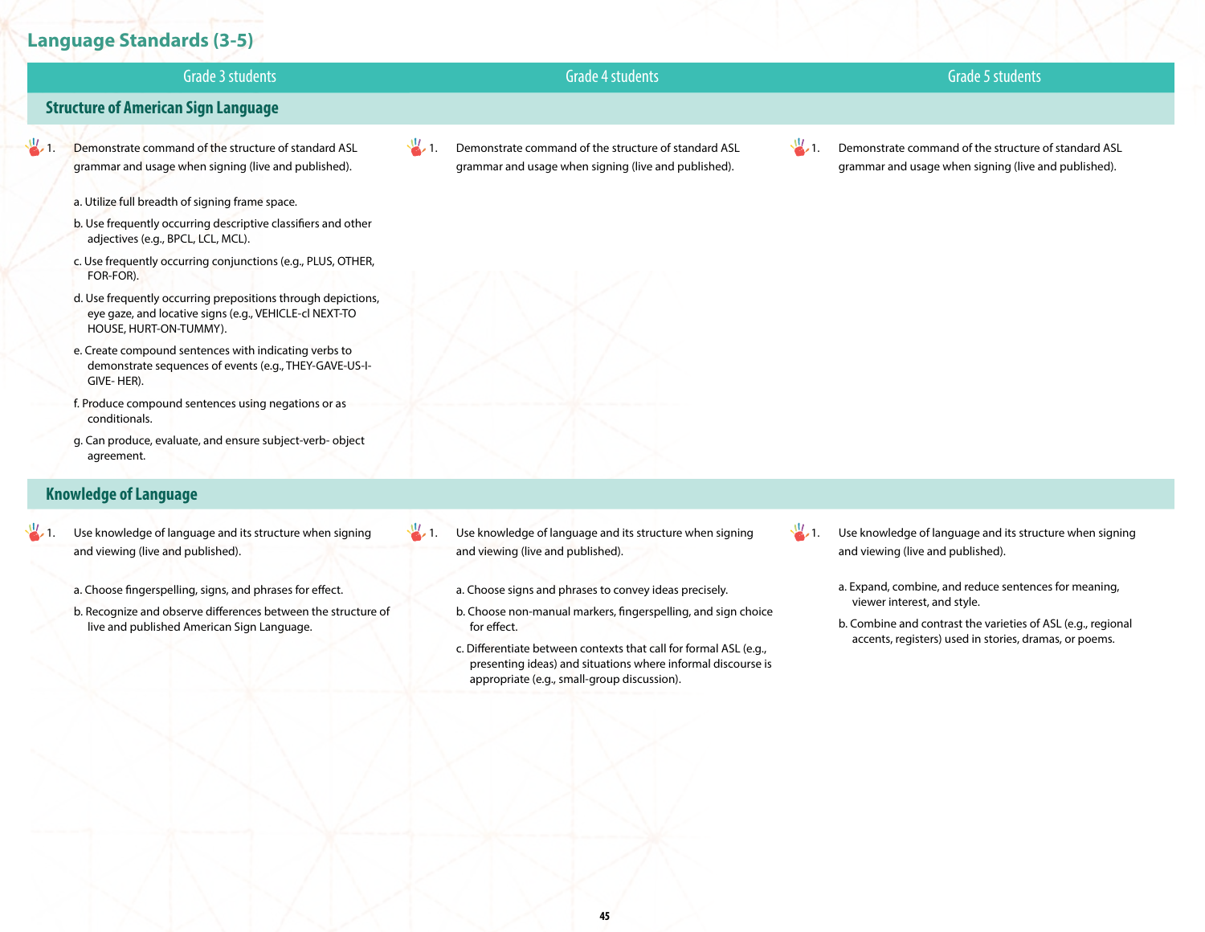## Language Standards (3-5)

| Grade 3 students | Grade 4 students | Grade 5 students |
|---|---|---|
| **Structure of American Sign Language** | | |
| 1. Demonstrate command of the structure of standard ASL grammar and usage when signing (live and published).<br><br>a. Utilize full breadth of signing frame space.<br>b. Use frequently occurring descriptive classifiers and other adjectives (e.g., BPCL, LCL, MCL).<br>c. Use frequently occurring conjunctions (e.g., PLUS, OTHER, FOR-FOR).<br>d. Use frequently occurring prepositions through depictions, eye gaze, and locative signs (e.g., VEHICLE-cl NEXT-TO HOUSE, HURT-ON-TUMMY).<br>e. Create compound sentences with indicating verbs to demonstrate sequences of events (e.g., THEY-GAVE-US-I-GIVE- HER).<br>f. Produce compound sentences using negations or as conditionals.<br>g. Can produce, evaluate, and ensure subject-verb- object agreement. | 1. Demonstrate command of the structure of standard ASL grammar and usage when signing (live and published). | 1. Demonstrate command of the structure of standard ASL grammar and usage when signing (live and published). |
| **Knowledge of Language** | | |
| 1. Use knowledge of language and its structure when signing and viewing (live and published).<br><br>a. Choose fingerspelling, signs, and phrases for effect.<br>b. Recognize and observe differences between the structure of live and published American Sign Language. | 1. Use knowledge of language and its structure when signing and viewing (live and published).<br><br>a. Choose signs and phrases to convey ideas precisely.<br>b. Choose non-manual markers, fingerspelling, and sign choice for effect.<br>c. Differentiate between contexts that call for formal ASL (e.g., presenting ideas) and situations where informal discourse is appropriate (e.g., small-group discussion). | 1. Use knowledge of language and its structure when signing and viewing (live and published).<br><br>a. Expand, combine, and reduce sentences for meaning, viewer interest, and style.<br>b. Combine and contrast the varieties of ASL (e.g., regional accents, registers) used in stories, dramas, or poems. |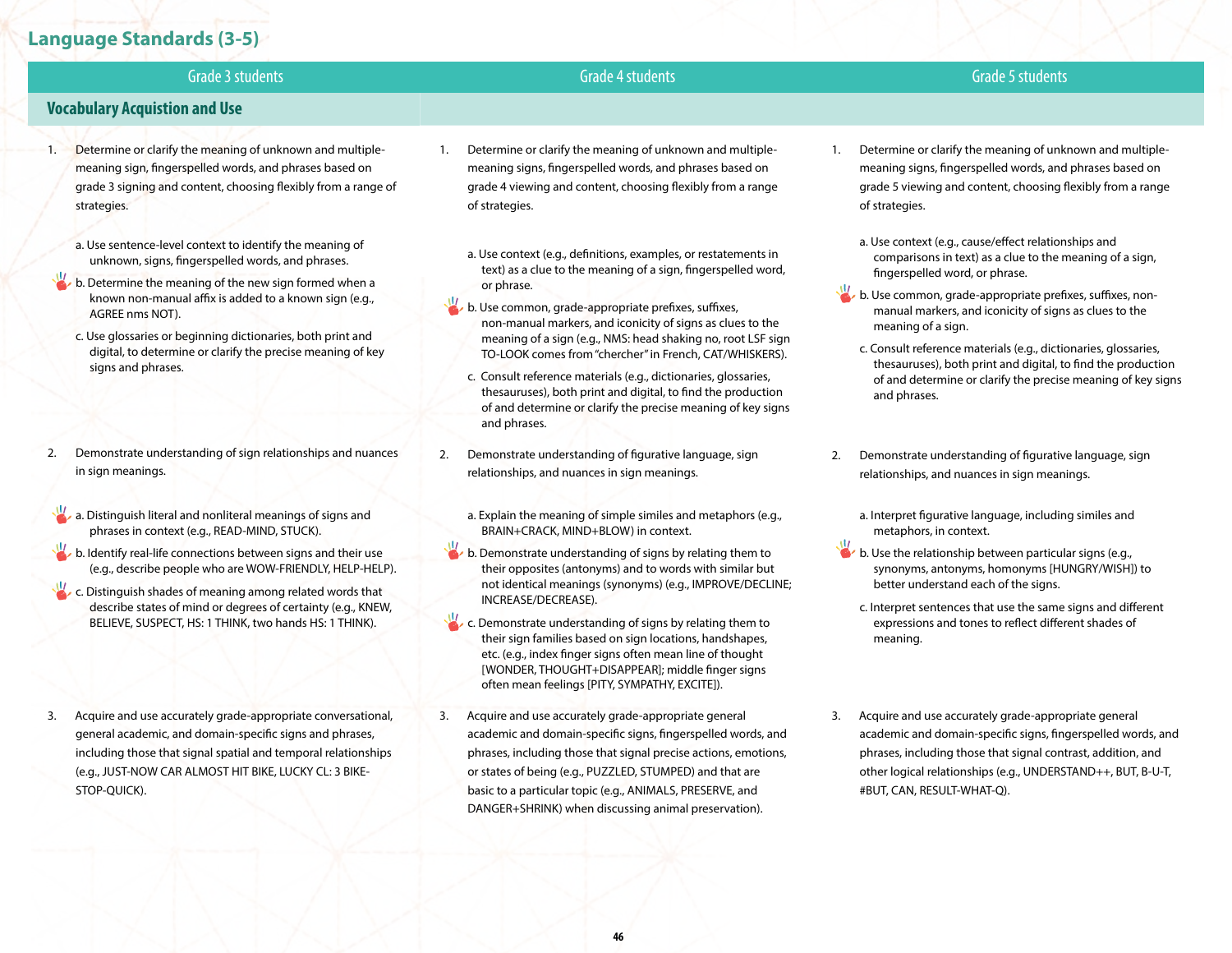## Language Standards (3-5)

| Grade 3 students | Grade 4 students | Grade 5 students |
|---|---|---|
| **Vocabulary Acquistion and Use** | | |
| 1. Determine or clarify the meaning of unknown and multiple-meaning sign, fingerspelled words, and phrases based on grade 3 signing and content, choosing flexibly from a range of strategies. | 1. Determine or clarify the meaning of unknown and multiple-meaning signs, fingerspelled words, and phrases based on grade 4 viewing and content, choosing flexibly from a range of strategies. | 1. Determine or clarify the meaning of unknown and multiple-meaning signs, fingerspelled words, and phrases based on grade 5 viewing and content, choosing flexibly from a range of strategies. |
| a. Use sentence-level context to identify the meaning of unknown, signs, fingerspelled words, and phrases. | a. Use context (e.g., definitions, examples, or restatements in text) as a clue to the meaning of a sign, fingerspelled word, or phrase. | a. Use context (e.g., cause/effect relationships and comparisons in text) as a clue to the meaning of a sign, fingerspelled word, or phrase. |
| b. Determine the meaning of the new sign formed when a known non-manual affix is added to a known sign (e.g., AGREE nms NOT). | b. Use common, grade-appropriate prefixes, suffixes, non-manual markers, and iconicity of signs as clues to the meaning of a sign (e.g., NMS: head shaking no, root LSF sign TO-LOOK comes from "chercher" in French, CAT/WHISKERS). | b. Use common, grade-appropriate prefixes, suffixes, non-manual markers, and iconicity of signs as clues to the meaning of a sign. |
| c. Use glossaries or beginning dictionaries, both print and digital, to determine or clarify the precise meaning of key signs and phrases. | c. Consult reference materials (e.g., dictionaries, glossaries, thesauruses), both print and digital, to find the production of and determine or clarify the precise meaning of key signs and phrases. | c. Consult reference materials (e.g., dictionaries, glossaries, thesauruses), both print and digital, to find the production of and determine or clarify the precise meaning of key signs and phrases. |
| 2. Demonstrate understanding of sign relationships and nuances in sign meanings. | 2. Demonstrate understanding of figurative language, sign relationships, and nuances in sign meanings. | 2. Demonstrate understanding of figurative language, sign relationships, and nuances in sign meanings. |
| a. Distinguish literal and nonliteral meanings of signs and phrases in context (e.g., READ-MIND, STUCK). | a. Explain the meaning of simple similes and metaphors (e.g., BRAIN+CRACK, MIND+BLOW) in context. | a. Interpret figurative language, including similes and metaphors, in context. |
| b. Identify real-life connections between signs and their use (e.g., describe people who are WOW-FRIENDLY, HELP-HELP). | b. Demonstrate understanding of signs by relating them to their opposites (antonyms) and to words with similar but not identical meanings (synonyms) (e.g., IMPROVE/DECLINE; INCREASE/DECREASE). | b. Use the relationship between particular signs (e.g., synonyms, antonyms, homonyms [HUNGRY/WISH]) to better understand each of the signs. |
| c. Distinguish shades of meaning among related words that describe states of mind or degrees of certainty (e.g., KNEW, BELIEVE, SUSPECT, HS: 1 THINK, two hands HS: 1 THINK). | c. Demonstrate understanding of signs by relating them to their sign families based on sign locations, handshapes, etc. (e.g., index finger signs often mean line of thought [WONDER, THOUGHT+DISAPPEAR]; middle finger signs often mean feelings [PITY, SYMPATHY, EXCITE]). | c. Interpret sentences that use the same signs and different expressions and tones to reflect different shades of meaning. |
| 3. Acquire and use accurately grade-appropriate conversational, general academic, and domain-specific signs and phrases, including those that signal spatial and temporal relationships (e.g., JUST-NOW CAR ALMOST HIT BIKE, LUCKY CL: 3 BIKE-STOP-QUICK). | 3. Acquire and use accurately grade-appropriate general academic and domain-specific signs, fingerspelled words, and phrases, including those that signal precise actions, emotions, or states of being (e.g., PUZZLED, STUMPED) and that are basic to a particular topic (e.g., ANIMALS, PRESERVE, and DANGER+SHRINK) when discussing animal preservation). | 3. Acquire and use accurately grade-appropriate general academic and domain-specific signs, fingerspelled words, and phrases, including those that signal contrast, addition, and other logical relationships (e.g., UNDERSTAND++, BUT, B-U-T, #BUT, CAN, RESULT-WHAT-Q). |